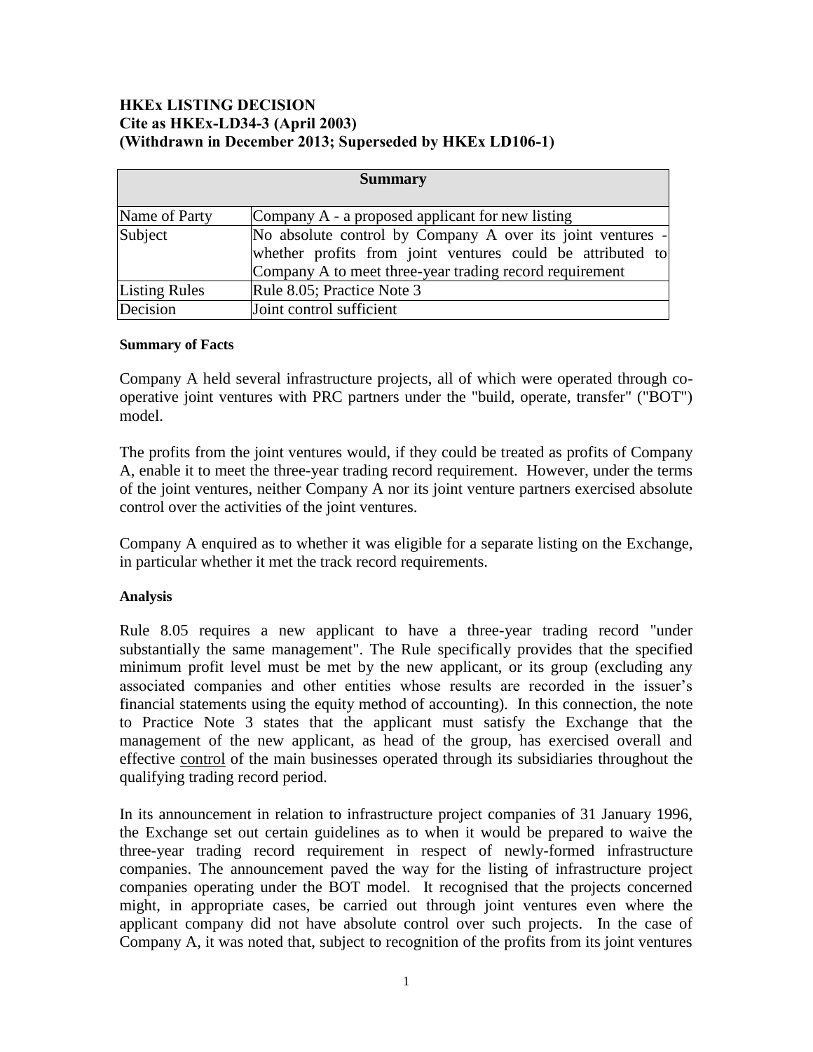**HKEx LISTING DECISION**
**Cite as HKEx-LD34-3 (April 2003)**
**(Withdrawn in December 2013; Superseded by HKEx LD106-1)**

| Summary | |
|---|---|
| Name of Party | Company A - a proposed applicant for new listing |
| Subject | No absolute control by Company A over its joint ventures - whether profits from joint ventures could be attributed to Company A to meet three-year trading record requirement |
| Listing Rules | Rule 8.05; Practice Note 3 |
| Decision | Joint control sufficient |

**Summary of Facts**

Company A held several infrastructure projects, all of which were operated through co-operative joint ventures with PRC partners under the "build, operate, transfer" ("BOT") model.

The profits from the joint ventures would, if they could be treated as profits of Company A, enable it to meet the three-year trading record requirement. However, under the terms of the joint ventures, neither Company A nor its joint venture partners exercised absolute control over the activities of the joint ventures.

Company A enquired as to whether it was eligible for a separate listing on the Exchange, in particular whether it met the track record requirements.

**Analysis**

Rule 8.05 requires a new applicant to have a three-year trading record "under substantially the same management". The Rule specifically provides that the specified minimum profit level must be met by the new applicant, or its group (excluding any associated companies and other entities whose results are recorded in the issuer's financial statements using the equity method of accounting). In this connection, the note to Practice Note 3 states that the applicant must satisfy the Exchange that the management of the new applicant, as head of the group, has exercised overall and effective control of the main businesses operated through its subsidiaries throughout the qualifying trading record period.

In its announcement in relation to infrastructure project companies of 31 January 1996, the Exchange set out certain guidelines as to when it would be prepared to waive the three-year trading record requirement in respect of newly-formed infrastructure companies. The announcement paved the way for the listing of infrastructure project companies operating under the BOT model. It recognised that the projects concerned might, in appropriate cases, be carried out through joint ventures even where the applicant company did not have absolute control over such projects. In the case of Company A, it was noted that, subject to recognition of the profits from its joint ventures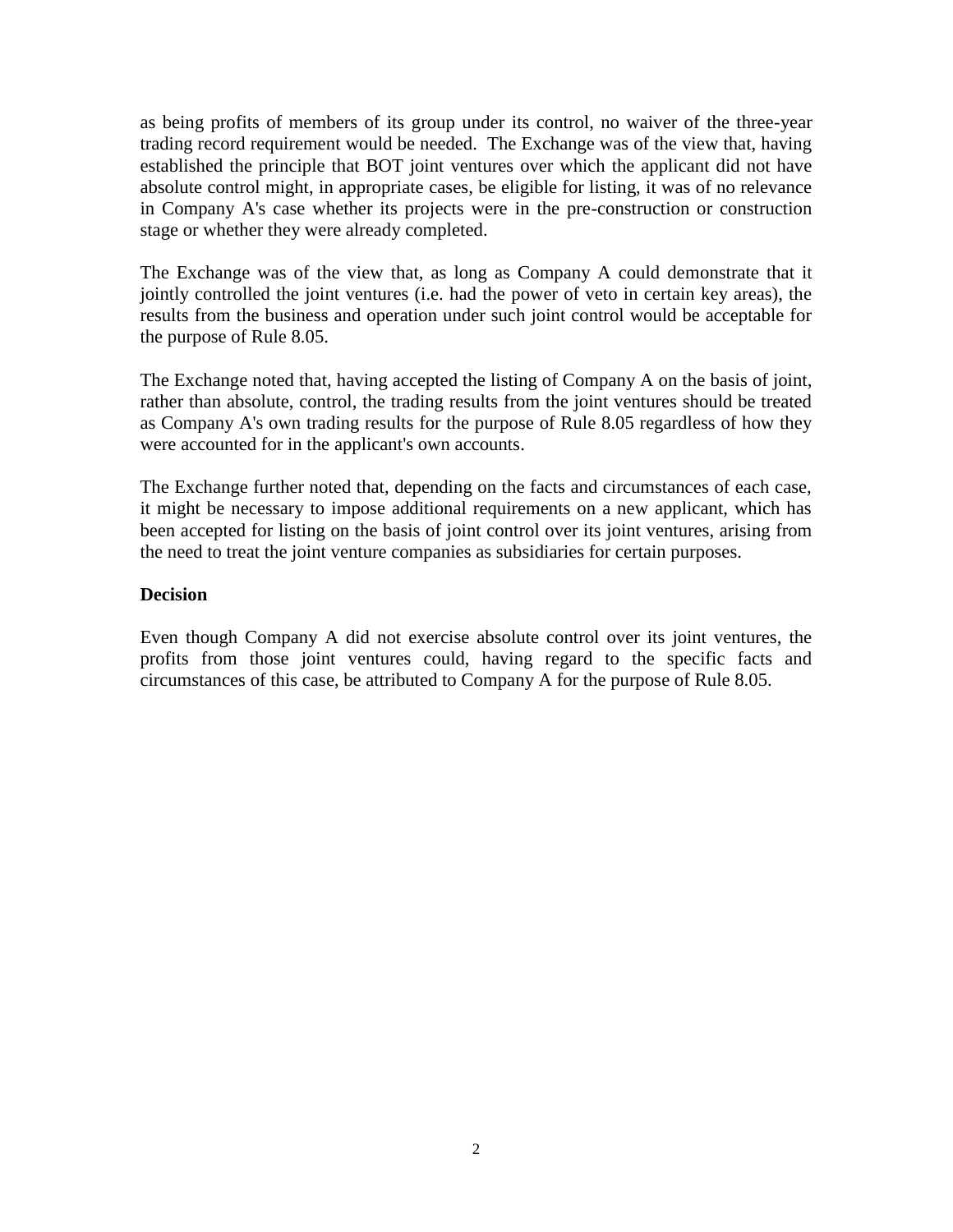as being profits of members of its group under its control, no waiver of the three-year trading record requirement would be needed. The Exchange was of the view that, having established the principle that BOT joint ventures over which the applicant did not have absolute control might, in appropriate cases, be eligible for listing, it was of no relevance in Company A's case whether its projects were in the pre-construction or construction stage or whether they were already completed.

The Exchange was of the view that, as long as Company A could demonstrate that it jointly controlled the joint ventures (i.e. had the power of veto in certain key areas), the results from the business and operation under such joint control would be acceptable for the purpose of Rule 8.05.

The Exchange noted that, having accepted the listing of Company A on the basis of joint, rather than absolute, control, the trading results from the joint ventures should be treated as Company A's own trading results for the purpose of Rule 8.05 regardless of how they were accounted for in the applicant's own accounts.

The Exchange further noted that, depending on the facts and circumstances of each case, it might be necessary to impose additional requirements on a new applicant, which has been accepted for listing on the basis of joint control over its joint ventures, arising from the need to treat the joint venture companies as subsidiaries for certain purposes.

**Decision**

Even though Company A did not exercise absolute control over its joint ventures, the profits from those joint ventures could, having regard to the specific facts and circumstances of this case, be attributed to Company A for the purpose of Rule 8.05.